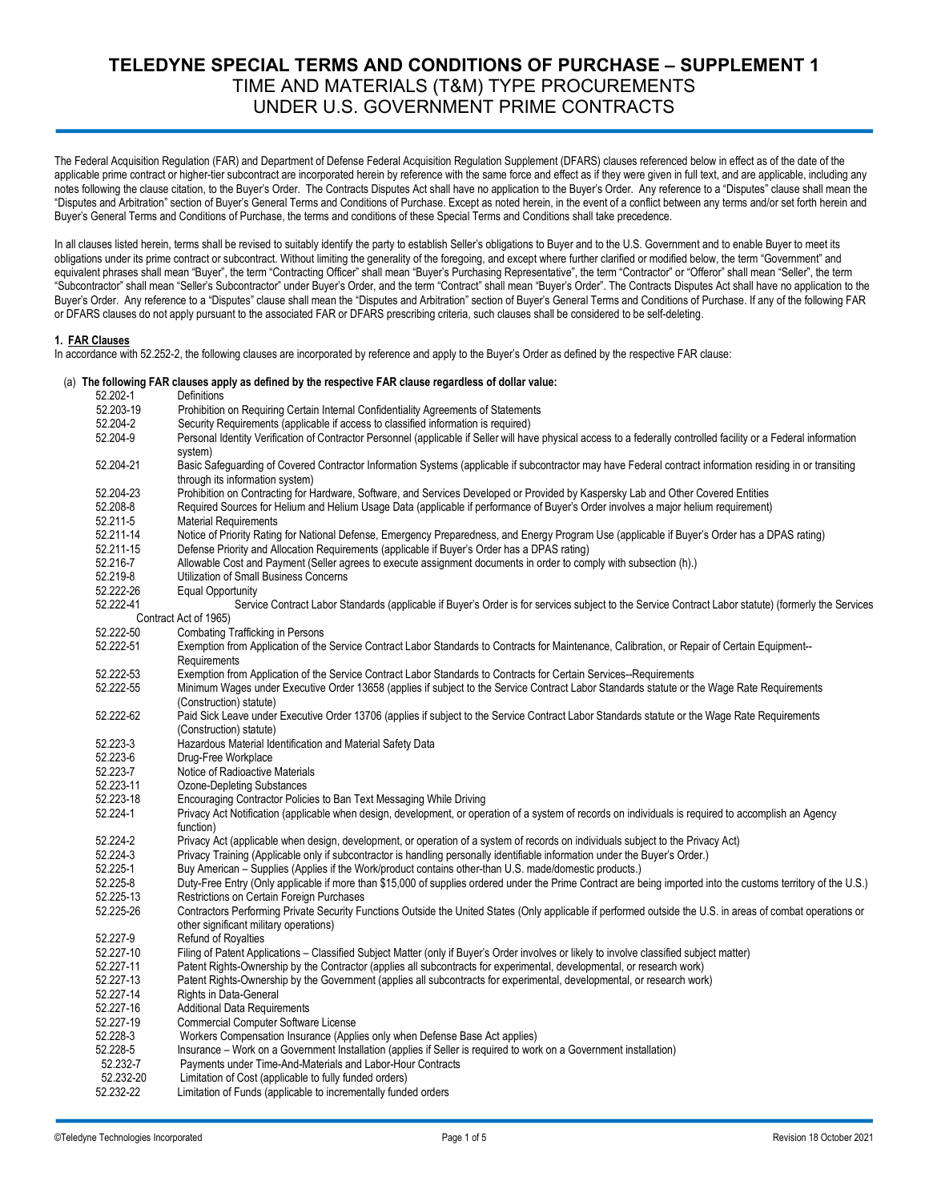# TELEDYNE SPECIAL TERMS AND CONDITIONS OF PURCHASE – SUPPLEMENT 1

## TIME AND MATERIALS (T&M) TYPE PROCUREMENTS UNDER U.S. GOVERNMENT PRIME CONTRACTS

The Federal Acquisition Regulation (FAR) and Department of Defense Federal Acquisition Regulation Supplement (DFARS) clauses referenced below in effect as of the date of the applicable prime contract or higher-tier subcontract are incorporated herein by reference with the same force and effect as if they were given in full text, and are applicable, including any notes following the clause citation, to the Buyer's Order. The Contracts Disputes Act shall have no application to the Buyer's Order. Any reference to a "Disputes" clause shall mean the "Disputes and Arbitration" section of Buyer's General Terms and Conditions of Purchase. Except as noted herein, in the event of a conflict between any terms and/or set forth herein and Buyer's General Terms and Conditions of Purchase, the terms and conditions of these Special Terms and Conditions shall take precedence.

In all clauses listed herein, terms shall be revised to suitably identify the party to establish Seller's obligations to Buyer and to the U.S. Government and to enable Buyer to meet its obligations under its prime contract or subcontract. Without limiting the generality of the foregoing, and except where further clarified or modified below, the term "Government" and equivalent phrases shall mean "Buyer", the term "Contracting Officer" shall mean "Buyer's Purchasing Representative", the term "Contractor" or "Offeror" shall mean "Seller", the term "Subcontractor" shall mean "Seller's Subcontractor" under Buyer's Order, and the term "Contract" shall mean "Buyer's Order". The Contracts Disputes Act shall have no application to the Buyer's Order. Any reference to a "Disputes" clause shall mean the "Disputes and Arbitration" section of Buyer's General Terms and Conditions of Purchase. If any of the following FAR or DFARS clauses do not apply pursuant to the associated FAR or DFARS prescribing criteria, such clauses shall be considered to be self-deleting.

### 1. FAR Clauses

In accordance with 52.252-2, the following clauses are incorporated by reference and apply to the Buyer's Order as defined by the respective FAR clause:

(a) **The following FAR clauses apply as defined by the respective FAR clause regardless of dollar value:**

| Clause | Title |
|---|---|
| 52.202-1 | Definitions |
| 52.203-19 | Prohibition on Requiring Certain Internal Confidentiality Agreements of Statements |
| 52.204-2 | Security Requirements (applicable if access to classified information is required) |
| 52.204-9 | Personal Identity Verification of Contractor Personnel (applicable if Seller will have physical access to a federally controlled facility or a Federal information system) |
| 52.204-21 | Basic Safeguarding of Covered Contractor Information Systems (applicable if subcontractor may have Federal contract information residing in or transiting through its information system) |
| 52.204-23 | Prohibition on Contracting for Hardware, Software, and Services Developed or Provided by Kaspersky Lab and Other Covered Entities |
| 52.208-8 | Required Sources for Helium and Helium Usage Data (applicable if performance of Buyer's Order involves a major helium requirement) |
| 52.211-5 | Material Requirements |
| 52.211-14 | Notice of Priority Rating for National Defense, Emergency Preparedness, and Energy Program Use (applicable if Buyer's Order has a DPAS rating) |
| 52.211-15 | Defense Priority and Allocation Requirements (applicable if Buyer's Order has a DPAS rating) |
| 52.216-7 | Allowable Cost and Payment (Seller agrees to execute assignment documents in order to comply with subsection (h).) |
| 52.219-8 | Utilization of Small Business Concerns |
| 52.222-26 | Equal Opportunity |
| 52.222-41 | Service Contract Labor Standards (applicable if Buyer's Order is for services subject to the Service Contract Labor statute) (formerly the Services Contract Act of 1965) |
| 52.222-50 | Combating Trafficking in Persons |
| 52.222-51 | Exemption from Application of the Service Contract Labor Standards to Contracts for Maintenance, Calibration, or Repair of Certain Equipment--Requirements |
| 52.222-53 | Exemption from Application of the Service Contract Labor Standards to Contracts for Certain Services--Requirements |
| 52.222-55 | Minimum Wages under Executive Order 13658 (applies if subject to the Service Contract Labor Standards statute or the Wage Rate Requirements (Construction) statute) |
| 52.222-62 | Paid Sick Leave under Executive Order 13706 (applies if subject to the Service Contract Labor Standards statute or the Wage Rate Requirements (Construction) statute) |
| 52.223-3 | Hazardous Material Identification and Material Safety Data |
| 52.223-6 | Drug-Free Workplace |
| 52.223-7 | Notice of Radioactive Materials |
| 52.223-11 | Ozone-Depleting Substances |
| 52.223-18 | Encouraging Contractor Policies to Ban Text Messaging While Driving |
| 52.224-1 | Privacy Act Notification (applicable when design, development, or operation of a system of records on individuals is required to accomplish an Agency function) |
| 52.224-2 | Privacy Act (applicable when design, development, or operation of a system of records on individuals subject to the Privacy Act) |
| 52.224-3 | Privacy Training (Applicable only if subcontractor is handling personally identifiable information under the Buyer's Order.) |
| 52.225-1 | Buy American – Supplies (Applies if the Work/product contains other-than U.S. made/domestic products.) |
| 52.225-8 | Duty-Free Entry (Only applicable if more than $15,000 of supplies ordered under the Prime Contract are being imported into the customs territory of the U.S.) |
| 52.225-13 | Restrictions on Certain Foreign Purchases |
| 52.225-26 | Contractors Performing Private Security Functions Outside the United States (Only applicable if performed outside the U.S. in areas of combat operations or other significant military operations) |
| 52.227-9 | Refund of Royalties |
| 52.227-10 | Filing of Patent Applications – Classified Subject Matter (only if Buyer's Order involves or likely to involve classified subject matter) |
| 52.227-11 | Patent Rights-Ownership by the Contractor (applies all subcontracts for experimental, developmental, or research work) |
| 52.227-13 | Patent Rights-Ownership by the Government (applies all subcontracts for experimental, developmental, or research work) |
| 52.227-14 | Rights in Data-General |
| 52.227-16 | Additional Data Requirements |
| 52.227-19 | Commercial Computer Software License |
| 52.228-3 | Workers Compensation Insurance (Applies only when Defense Base Act applies) |
| 52.228-5 | Insurance – Work on a Government Installation (applies if Seller is required to work on a Government installation) |
| 52.232-7 | Payments under Time-And-Materials and Labor-Hour Contracts |
| 52.232-20 | Limitation of Cost (applicable to fully funded orders) |
| 52.232-22 | Limitation of Funds (applicable to incrementally funded orders |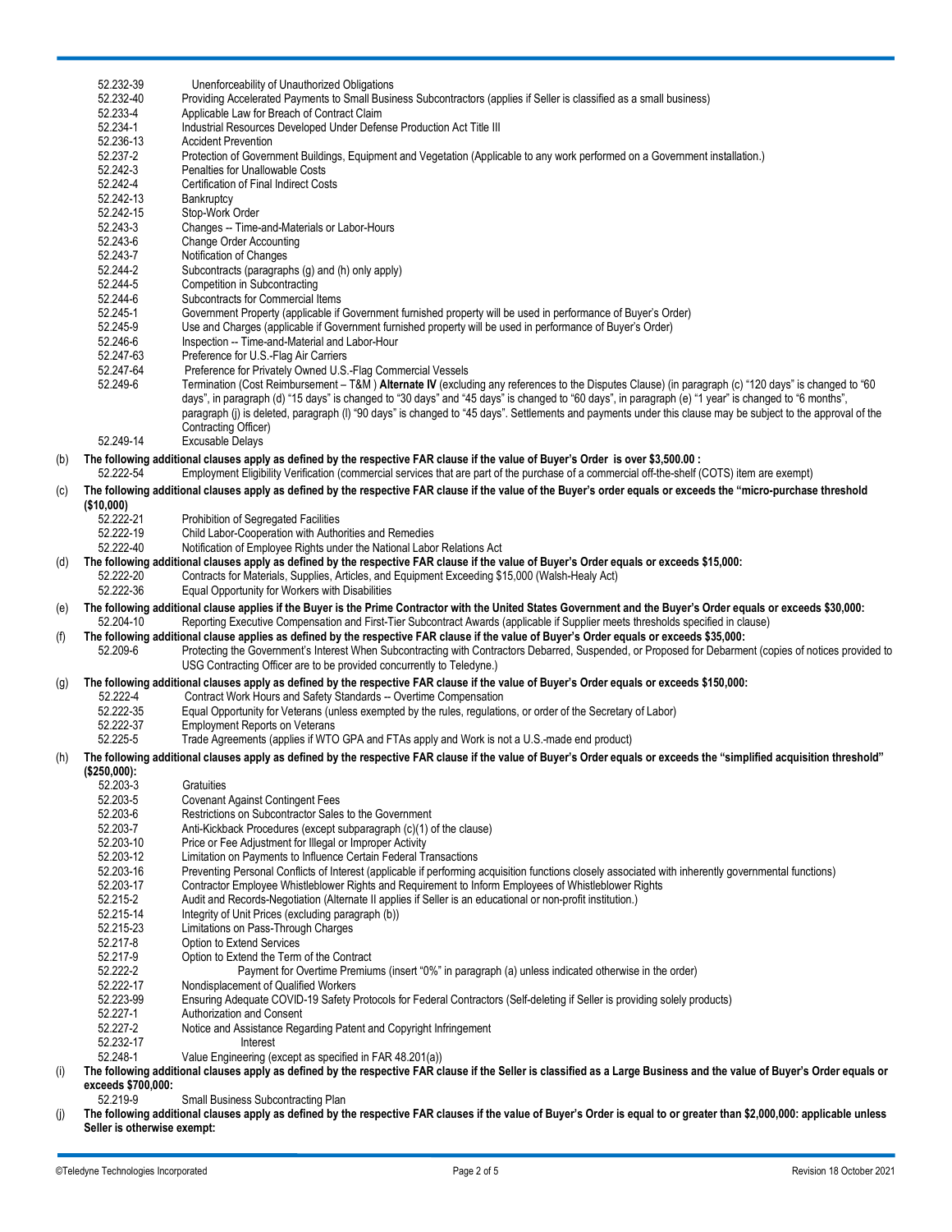| | |
|---|---|
| 52.232-39 | Unenforceability of Unauthorized Obligations |
| 52.232-40 | Providing Accelerated Payments to Small Business Subcontractors (applies if Seller is classified as a small business) |
| 52.233-4 | Applicable Law for Breach of Contract Claim |
| 52.234-1 | Industrial Resources Developed Under Defense Production Act Title III |
| 52.236-13 | Accident Prevention |
| 52.237-2 | Protection of Government Buildings, Equipment and Vegetation (Applicable to any work performed on a Government installation.) |
| 52.242-3 | Penalties for Unallowable Costs |
| 52.242-4 | Certification of Final Indirect Costs |
| 52.242-13 | Bankruptcy |
| 52.242-15 | Stop-Work Order |
| 52.243-3 | Changes -- Time-and-Materials or Labor-Hours |
| 52.243-6 | Change Order Accounting |
| 52.243-7 | Notification of Changes |
| 52.244-2 | Subcontracts (paragraphs (g) and (h) only apply) |
| 52.244-5 | Competition in Subcontracting |
| 52.244-6 | Subcontracts for Commercial Items |
| 52.245-1 | Government Property (applicable if Government furnished property will be used in performance of Buyer's Order) |
| 52.245-9 | Use and Charges (applicable if Government furnished property will be used in performance of Buyer's Order) |
| 52.246-6 | Inspection -- Time-and-Material and Labor-Hour |
| 52.247-63 | Preference for U.S.-Flag Air Carriers |
| 52.247-64 | Preference for Privately Owned U.S.-Flag Commercial Vessels |
| 52.249-6 | Termination (Cost Reimbursement – T&M ) **Alternate IV** (excluding any references to the Disputes Clause) (in paragraph (c) "120 days" is changed to "60 days", in paragraph (d) "15 days" is changed to "30 days" and "45 days" is changed to "60 days", in paragraph (e) "1 year" is changed to "6 months", paragraph (j) is deleted, paragraph (l) "90 days" is changed to "45 days". Settlements and payments under this clause may be subject to the approval of the Contracting Officer) |
| 52.249-14 | Excusable Delays |

(b) **The following additional clauses apply as defined by the respective FAR clause if the value of Buyer's Order is over $3,500.00 :**

| | |
|---|---|
| 52.222-54 | Employment Eligibility Verification (commercial services that are part of the purchase of a commercial off-the-shelf (COTS) item are exempt) |

(c) **The following additional clauses apply as defined by the respective FAR clause if the value of the Buyer's order equals or exceeds the "micro-purchase threshold ($10,000)**

| | |
|---|---|
| 52.222-21 | Prohibition of Segregated Facilities |
| 52.222-19 | Child Labor-Cooperation with Authorities and Remedies |
| 52.222-40 | Notification of Employee Rights under the National Labor Relations Act |

(d) **The following additional clauses apply as defined by the respective FAR clause if the value of Buyer's Order equals or exceeds $15,000:**

| | |
|---|---|
| 52.222-20 | Contracts for Materials, Supplies, Articles, and Equipment Exceeding $15,000 (Walsh-Healy Act) |
| 52.222-36 | Equal Opportunity for Workers with Disabilities |

(e) **The following additional clause applies if the Buyer is the Prime Contractor with the United States Government and the Buyer's Order equals or exceeds $30,000:**

| | |
|---|---|
| 52.204-10 | Reporting Executive Compensation and First-Tier Subcontract Awards (applicable if Supplier meets thresholds specified in clause) |

(f) **The following additional clause applies as defined by the respective FAR clause if the value of Buyer's Order equals or exceeds $35,000:**

| | |
|---|---|
| 52.209-6 | Protecting the Government's Interest When Subcontracting with Contractors Debarred, Suspended, or Proposed for Debarment (copies of notices provided to USG Contracting Officer are to be provided concurrently to Teledyne.) |

(g) **The following additional clauses apply as defined by the respective FAR clause if the value of Buyer's Order equals or exceeds $150,000:**

| | |
|---|---|
| 52.222-4 | Contract Work Hours and Safety Standards -- Overtime Compensation |
| 52.222-35 | Equal Opportunity for Veterans (unless exempted by the rules, regulations, or order of the Secretary of Labor) |
| 52.222-37 | Employment Reports on Veterans |
| 52.225-5 | Trade Agreements (applies if WTO GPA and FTAs apply and Work is not a U.S.-made end product) |

(h) **The following additional clauses apply as defined by the respective FAR clause if the value of Buyer's Order equals or exceeds the "simplified acquisition threshold" ($250,000):**

| | |
|---|---|
| 52.203-3 | Gratuities |
| 52.203-5 | Covenant Against Contingent Fees |
| 52.203-6 | Restrictions on Subcontractor Sales to the Government |
| 52.203-7 | Anti-Kickback Procedures (except subparagraph (c)(1) of the clause) |
| 52.203-10 | Price or Fee Adjustment for Illegal or Improper Activity |
| 52.203-12 | Limitation on Payments to Influence Certain Federal Transactions |
| 52.203-16 | Preventing Personal Conflicts of Interest (applicable if performing acquisition functions closely associated with inherently governmental functions) |
| 52.203-17 | Contractor Employee Whistleblower Rights and Requirement to Inform Employees of Whistleblower Rights |
| 52.215-2 | Audit and Records-Negotiation (Alternate II applies if Seller is an educational or non-profit institution.) |
| 52.215-14 | Integrity of Unit Prices (excluding paragraph (b)) |
| 52.215-23 | Limitations on Pass-Through Charges |
| 52.217-8 | Option to Extend Services |
| 52.217-9 | Option to Extend the Term of the Contract |
| 52.222-2 | Payment for Overtime Premiums (insert "0%" in paragraph (a) unless indicated otherwise in the order) |
| 52.222-17 | Nondisplacement of Qualified Workers |
| 52.223-99 | Ensuring Adequate COVID-19 Safety Protocols for Federal Contractors (Self-deleting if Seller is providing solely products) |
| 52.227-1 | Authorization and Consent |
| 52.227-2 | Notice and Assistance Regarding Patent and Copyright Infringement |
| 52.232-17 | Interest |
| 52.248-1 | Value Engineering (except as specified in FAR 48.201(a)) |

(i) **The following additional clauses apply as defined by the respective FAR clause if the Seller is classified as a Large Business and the value of Buyer's Order equals or exceeds $700,000:**

| | |
|---|---|
| 52.219-9 | Small Business Subcontracting Plan |

(j) **The following additional clauses apply as defined by the respective FAR clauses if the value of Buyer's Order is equal to or greater than $2,000,000: applicable unless Seller is otherwise exempt:**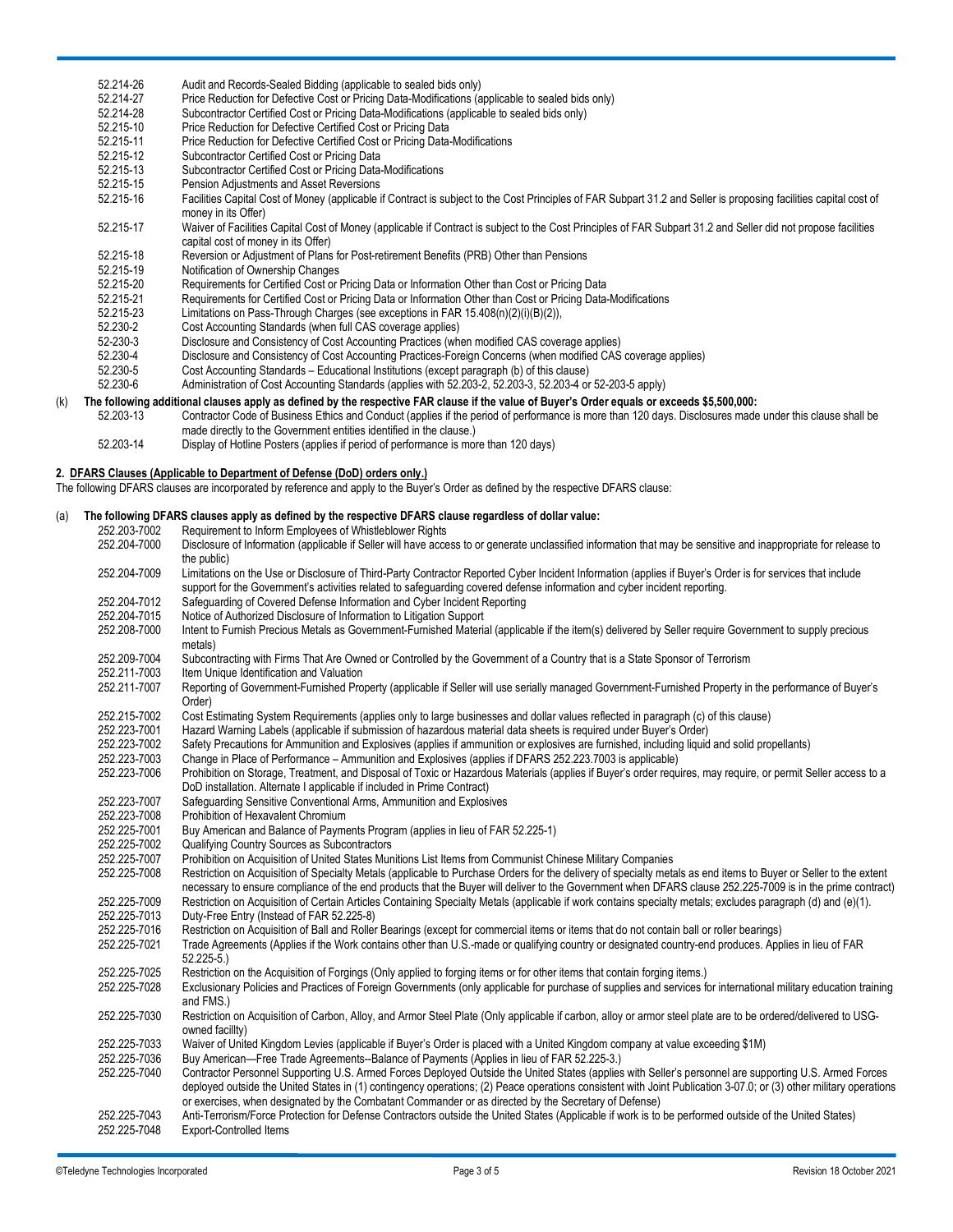| | |
|---|---|
| 52.214-26 | Audit and Records-Sealed Bidding (applicable to sealed bids only) |
| 52.214-27 | Price Reduction for Defective Cost or Pricing Data-Modifications (applicable to sealed bids only) |
| 52.214-28 | Subcontractor Certified Cost or Pricing Data-Modifications (applicable to sealed bids only) |
| 52.215-10 | Price Reduction for Defective Certified Cost or Pricing Data |
| 52.215-11 | Price Reduction for Defective Certified Cost or Pricing Data-Modifications |
| 52.215-12 | Subcontractor Certified Cost or Pricing Data |
| 52.215-13 | Subcontractor Certified Cost or Pricing Data-Modifications |
| 52.215-15 | Pension Adjustments and Asset Reversions |
| 52.215-16 | Facilities Capital Cost of Money (applicable if Contract is subject to the Cost Principles of FAR Subpart 31.2 and Seller is proposing facilities capital cost of money in its Offer) |
| 52.215-17 | Waiver of Facilities Capital Cost of Money (applicable if Contract is subject to the Cost Principles of FAR Subpart 31.2 and Seller did not propose facilities capital cost of money in its Offer) |
| 52.215-18 | Reversion or Adjustment of Plans for Post-retirement Benefits (PRB) Other than Pensions |
| 52.215-19 | Notification of Ownership Changes |
| 52.215-20 | Requirements for Certified Cost or Pricing Data or Information Other than Cost or Pricing Data |
| 52.215-21 | Requirements for Certified Cost or Pricing Data or Information Other than Cost or Pricing Data-Modifications |
| 52.215-23 | Limitations on Pass-Through Charges (see exceptions in FAR 15.408(n)(2)(i)(B)(2)), |
| 52.230-2 | Cost Accounting Standards (when full CAS coverage applies) |
| 52-230-3 | Disclosure and Consistency of Cost Accounting Practices (when modified CAS coverage applies) |
| 52.230-4 | Disclosure and Consistency of Cost Accounting Practices-Foreign Concerns (when modified CAS coverage applies) |
| 52.230-5 | Cost Accounting Standards – Educational Institutions (except paragraph (b) of this clause) |
| 52.230-6 | Administration of Cost Accounting Standards (applies with 52.203-2, 52.203-3, 52.203-4 or 52-203-5 apply) |

(k) **The following additional clauses apply as defined by the respective FAR clause if the value of Buyer's Order equals or exceeds $5,500,000:**

| | |
|---|---|
| 52.203-13 | Contractor Code of Business Ethics and Conduct (applies if the period of performance is more than 120 days. Disclosures made under this clause shall be made directly to the Government entities identified in the clause.) |
| 52.203-14 | Display of Hotline Posters (applies if period of performance is more than 120 days) |

## 2. DFARS Clauses (Applicable to Department of Defense (DoD) orders only.)

The following DFARS clauses are incorporated by reference and apply to the Buyer's Order as defined by the respective DFARS clause:

(a) **The following DFARS clauses apply as defined by the respective DFARS clause regardless of dollar value:**

| | |
|---|---|
| 252.203-7002 | Requirement to Inform Employees of Whistleblower Rights |
| 252.204-7000 | Disclosure of Information (applicable if Seller will have access to or generate unclassified information that may be sensitive and inappropriate for release to the public) |
| 252.204-7009 | Limitations on the Use or Disclosure of Third-Party Contractor Reported Cyber Incident Information (applies if Buyer's Order is for services that include support for the Government's activities related to safeguarding covered defense information and cyber incident reporting. |
| 252.204-7012 | Safeguarding of Covered Defense Information and Cyber Incident Reporting |
| 252.204-7015 | Notice of Authorized Disclosure of Information to Litigation Support |
| 252.208-7000 | Intent to Furnish Precious Metals as Government-Furnished Material (applicable if the item(s) delivered by Seller require Government to supply precious metals) |
| 252.209-7004 | Subcontracting with Firms That Are Owned or Controlled by the Government of a Country that is a State Sponsor of Terrorism |
| 252.211-7003 | Item Unique Identification and Valuation |
| 252.211-7007 | Reporting of Government-Furnished Property (applicable if Seller will use serially managed Government-Furnished Property in the performance of Buyer's Order) |
| 252.215-7002 | Cost Estimating System Requirements (applies only to large businesses and dollar values reflected in paragraph (c) of this clause) |
| 252.223-7001 | Hazard Warning Labels (applicable if submission of hazardous material data sheets is required under Buyer's Order) |
| 252.223-7002 | Safety Precautions for Ammunition and Explosives (applies if ammunition or explosives are furnished, including liquid and solid propellants) |
| 252.223-7003 | Change in Place of Performance – Ammunition and Explosives (applies if DFARS 252.223.7003 is applicable) |
| 252.223-7006 | Prohibition on Storage, Treatment, and Disposal of Toxic or Hazardous Materials (applies if Buyer's order requires, may require, or permit Seller access to a DoD installation. Alternate I applicable if included in Prime Contract) |
| 252.223-7007 | Safeguarding Sensitive Conventional Arms, Ammunition and Explosives |
| 252.223-7008 | Prohibition of Hexavalent Chromium |
| 252.225-7001 | Buy American and Balance of Payments Program (applies in lieu of FAR 52.225-1) |
| 252.225-7002 | Qualifying Country Sources as Subcontractors |
| 252.225-7007 | Prohibition on Acquisition of United States Munitions List Items from Communist Chinese Military Companies |
| 252.225-7008 | Restriction on Acquisition of Specialty Metals (applicable to Purchase Orders for the delivery of specialty metals as end items to Buyer or Seller to the extent necessary to ensure compliance of the end products that the Buyer will deliver to the Government when DFARS clause 252.225-7009 is in the prime contract) |
| 252.225-7009 | Restriction on Acquisition of Certain Articles Containing Specialty Metals (applicable if work contains specialty metals; excludes paragraph (d) and (e)(1). |
| 252.225-7013 | Duty-Free Entry (Instead of FAR 52.225-8) |
| 252.225-7016 | Restriction on Acquisition of Ball and Roller Bearings (except for commercial items or items that do not contain ball or roller bearings) |
| 252.225-7021 | Trade Agreements (Applies if the Work contains other than U.S.-made or qualifying country or designated country-end produces. Applies in lieu of FAR 52.225-5.) |
| 252.225-7025 | Restriction on the Acquisition of Forgings (Only applied to forging items or for other items that contain forging items.) |
| 252.225-7028 | Exclusionary Policies and Practices of Foreign Governments (only applicable for purchase of supplies and services for international military education training and FMS.) |
| 252.225-7030 | Restriction on Acquisition of Carbon, Alloy, and Armor Steel Plate (Only applicable if carbon, alloy or armor steel plate are to be ordered/delivered to USG-owned facillty) |
| 252.225-7033 | Waiver of United Kingdom Levies (applicable if Buyer's Order is placed with a United Kingdom company at value exceeding $1M) |
| 252.225-7036 | Buy American—Free Trade Agreements--Balance of Payments (Applies in lieu of FAR 52.225-3.) |
| 252.225-7040 | Contractor Personnel Supporting U.S. Armed Forces Deployed Outside the United States (applies with Seller's personnel are supporting U.S. Armed Forces deployed outside the United States in (1) contingency operations; (2) Peace operations consistent with Joint Publication 3-07.0; or (3) other military operations or exercises, when designated by the Combatant Commander or as directed by the Secretary of Defense) |
| 252.225-7043 | Anti-Terrorism/Force Protection for Defense Contractors outside the United States (Applicable if work is to be performed outside of the United States) |
| 252.225-7048 | Export-Controlled Items |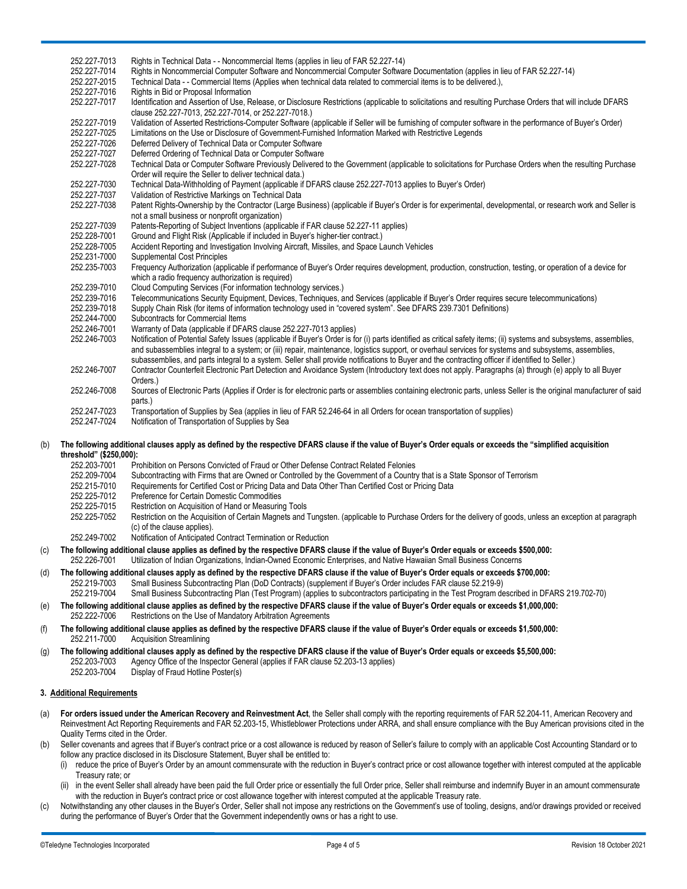| | |
|---|---|
| 252.227-7013 | Rights in Technical Data - - Noncommercial Items (applies in lieu of FAR 52.227-14) |
| 252.227-7014 | Rights in Noncommercial Computer Software and Noncommercial Computer Software Documentation (applies in lieu of FAR 52.227-14) |
| 252.227-2015 | Technical Data - - Commercial Items (Applies when technical data related to commercial items is to be delivered.), |
| 252.227-7016 | Rights in Bid or Proposal Information |
| 252.227-7017 | Identification and Assertion of Use, Release, or Disclosure Restrictions (applicable to solicitations and resulting Purchase Orders that will include DFARS clause 252.227-7013, 252.227-7014, or 252.227-7018.) |
| 252.227-7019 | Validation of Asserted Restrictions-Computer Software (applicable if Seller will be furnishing of computer software in the performance of Buyer's Order) |
| 252.227-7025 | Limitations on the Use or Disclosure of Government-Furnished Information Marked with Restrictive Legends |
| 252.227-7026 | Deferred Delivery of Technical Data or Computer Software |
| 252.227-7027 | Deferred Ordering of Technical Data or Computer Software |
| 252.227-7028 | Technical Data or Computer Software Previously Delivered to the Government (applicable to solicitations for Purchase Orders when the resulting Purchase Order will require the Seller to deliver technical data.) |
| 252.227-7030 | Technical Data-Withholding of Payment (applicable if DFARS clause 252.227-7013 applies to Buyer's Order) |
| 252.227-7037 | Validation of Restrictive Markings on Technical Data |
| 252.227-7038 | Patent Rights-Ownership by the Contractor (Large Business) (applicable if Buyer's Order is for experimental, developmental, or research work and Seller is not a small business or nonprofit organization) |
| 252.227-7039 | Patents-Reporting of Subject Inventions (applicable if FAR clause 52.227-11 applies) |
| 252.228-7001 | Ground and Flight Risk (Applicable if included in Buyer's higher-tier contract.) |
| 252.228-7005 | Accident Reporting and Investigation Involving Aircraft, Missiles, and Space Launch Vehicles |
| 252.231-7000 | Supplemental Cost Principles |
| 252.235-7003 | Frequency Authorization (applicable if performance of Buyer's Order requires development, production, construction, testing, or operation of a device for which a radio frequency authorization is required) |
| 252.239-7010 | Cloud Computing Services (For information technology services.) |
| 252.239-7016 | Telecommunications Security Equipment, Devices, Techniques, and Services (applicable if Buyer's Order requires secure telecommunications) |
| 252.239-7018 | Supply Chain Risk (for items of information technology used in "covered system". See DFARS 239.7301 Definitions) |
| 252.244-7000 | Subcontracts for Commercial Items |
| 252.246-7001 | Warranty of Data (applicable if DFARS clause 252.227-7013 applies) |
| 252.246-7003 | Notification of Potential Safety Issues (applicable if Buyer's Order is for (i) parts identified as critical safety items; (ii) systems and subsystems, assemblies, and subassemblies integral to a system; or (iii) repair, maintenance, logistics support, or overhaul services for systems and subsystems, assemblies, subassemblies, and parts integral to a system. Seller shall provide notifications to Buyer and the contracting officer if identified to Seller.) |
| 252.246-7007 | Contractor Counterfeit Electronic Part Detection and Avoidance System (Introductory text does not apply. Paragraphs (a) through (e) apply to all Buyer Orders.) |
| 252.246-7008 | Sources of Electronic Parts (Applies if Order is for electronic parts or assemblies containing electronic parts, unless Seller is the original manufacturer of said parts.) |
| 252.247-7023 | Transportation of Supplies by Sea (applies in lieu of FAR 52.246-64 in all Orders for ocean transportation of supplies) |
| 252.247-7024 | Notification of Transportation of Supplies by Sea |

(b) **The following additional clauses apply as defined by the respective DFARS clause if the value of Buyer's Order equals or exceeds the "simplified acquisition threshold" ($250,000):**

| | |
|---|---|
| 252.203-7001 | Prohibition on Persons Convicted of Fraud or Other Defense Contract Related Felonies |
| 252.209-7004 | Subcontracting with Firms that are Owned or Controlled by the Government of a Country that is a State Sponsor of Terrorism |
| 252.215-7010 | Requirements for Certified Cost or Pricing Data and Data Other Than Certified Cost or Pricing Data |
| 252.225-7012 | Preference for Certain Domestic Commodities |
| 252.225-7015 | Restriction on Acquisition of Hand or Measuring Tools |
| 252.225-7052 | Restriction on the Acquisition of Certain Magnets and Tungsten. (applicable to Purchase Orders for the delivery of goods, unless an exception at paragraph (c) of the clause applies). |
| 252.249-7002 | Notification of Anticipated Contract Termination or Reduction |

(c) **The following additional clause applies as defined by the respective DFARS clause if the value of Buyer's Order equals or exceeds $500,000:**
252.226-7001 Utilization of Indian Organizations, Indian-Owned Economic Enterprises, and Native Hawaiian Small Business Concerns

(d) **The following additional clauses apply as defined by the respective DFARS clause if the value of Buyer's Order equals or exceeds $700,000:**
252.219-7003 Small Business Subcontracting Plan (DoD Contracts) (supplement if Buyer's Order includes FAR clause 52.219-9)
252.219-7004 Small Business Subcontracting Plan (Test Program) (applies to subcontractors participating in the Test Program described in DFARS 219.702-70)

(e) **The following additional clause applies as defined by the respective DFARS clause if the value of Buyer's Order equals or exceeds $1,000,000:**
252.222-7006 Restrictions on the Use of Mandatory Arbitration Agreements

(f) **The following additional clause applies as defined by the respective DFARS clause if the value of Buyer's Order equals or exceeds $1,500,000:**
252.211-7000 Acquisition Streamlining

(g) **The following additional clauses apply as defined by the respective DFARS clause if the value of Buyer's Order equals or exceeds $5,500,000:**
252.203-7003 Agency Office of the Inspector General (applies if FAR clause 52.203-13 applies)
252.203-7004 Display of Fraud Hotline Poster(s)

## 3. Additional Requirements

(a) **For orders issued under the American Recovery and Reinvestment Act**, the Seller shall comply with the reporting requirements of FAR 52.204-11, American Recovery and Reinvestment Act Reporting Requirements and FAR 52.203-15, Whistleblower Protections under ARRA, and shall ensure compliance with the Buy American provisions cited in the Quality Terms cited in the Order.

(b) Seller covenants and agrees that if Buyer's contract price or a cost allowance is reduced by reason of Seller's failure to comply with an applicable Cost Accounting Standard or to follow any practice disclosed in its Disclosure Statement, Buyer shall be entitled to:
   (i) reduce the price of Buyer's Order by an amount commensurate with the reduction in Buyer's contract price or cost allowance together with interest computed at the applicable Treasury rate; or
   (ii) in the event Seller shall already have been paid the full Order price or essentially the full Order price, Seller shall reimburse and indemnify Buyer in an amount commensurate with the reduction in Buyer's contract price or cost allowance together with interest computed at the applicable Treasury rate.

(c) Notwithstanding any other clauses in the Buyer's Order, Seller shall not impose any restrictions on the Government's use of tooling, designs, and/or drawings provided or received during the performance of Buyer's Order that the Government independently owns or has a right to use.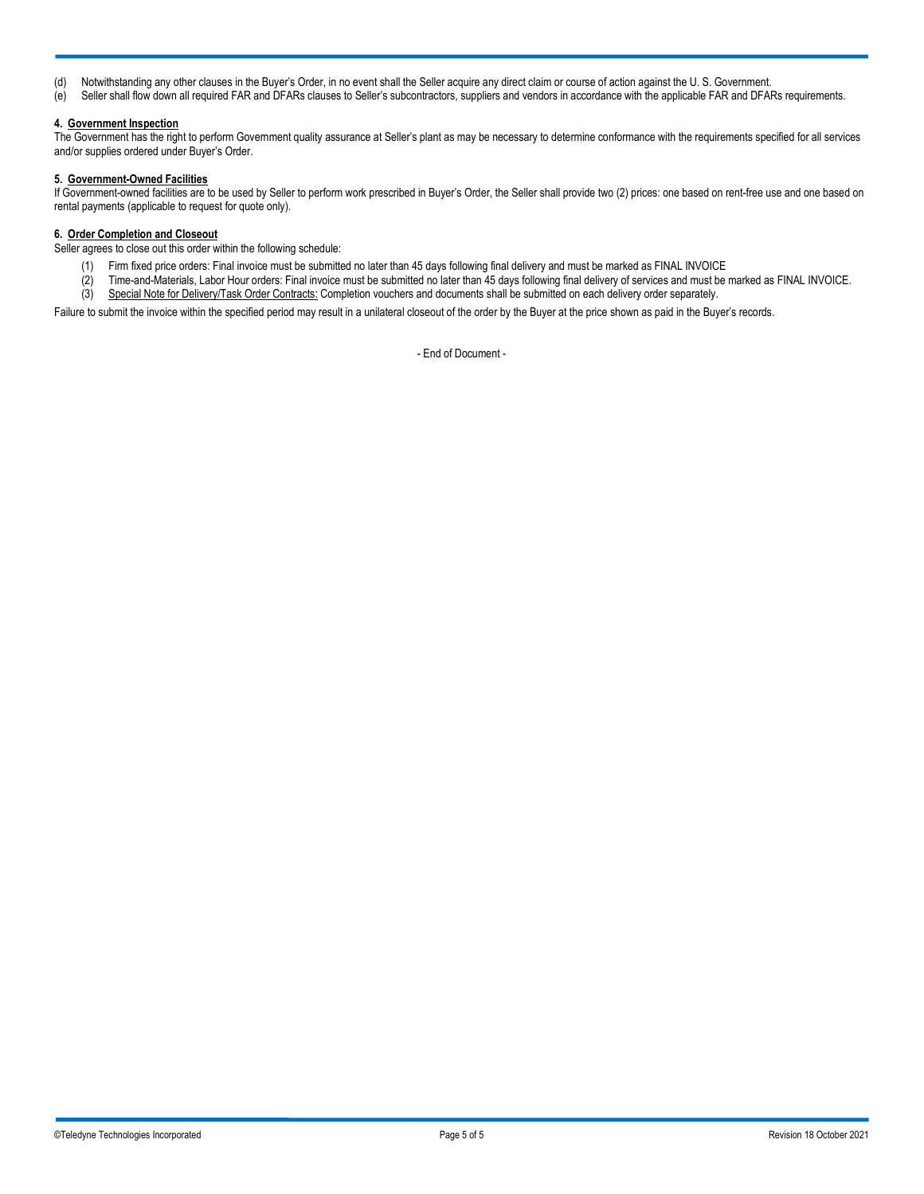(d) Notwithstanding any other clauses in the Buyer's Order, in no event shall the Seller acquire any direct claim or course of action against the U. S. Government.

(e) Seller shall flow down all required FAR and DFARs clauses to Seller's subcontractors, suppliers and vendors in accordance with the applicable FAR and DFARs requirements.

**4. Government Inspection**

The Government has the right to perform Government quality assurance at Seller's plant as may be necessary to determine conformance with the requirements specified for all services and/or supplies ordered under Buyer's Order.

**5. Government-Owned Facilities**

If Government-owned facilities are to be used by Seller to perform work prescribed in Buyer's Order, the Seller shall provide two (2) prices: one based on rent-free use and one based on rental payments (applicable to request for quote only).

**6. Order Completion and Closeout**

Seller agrees to close out this order within the following schedule:

(1) Firm fixed price orders: Final invoice must be submitted no later than 45 days following final delivery and must be marked as FINAL INVOICE

(2) Time-and-Materials, Labor Hour orders: Final invoice must be submitted no later than 45 days following final delivery of services and must be marked as FINAL INVOICE.

(3) Special Note for Delivery/Task Order Contracts: Completion vouchers and documents shall be submitted on each delivery order separately.

Failure to submit the invoice within the specified period may result in a unilateral closeout of the order by the Buyer at the price shown as paid in the Buyer's records.

- End of Document -